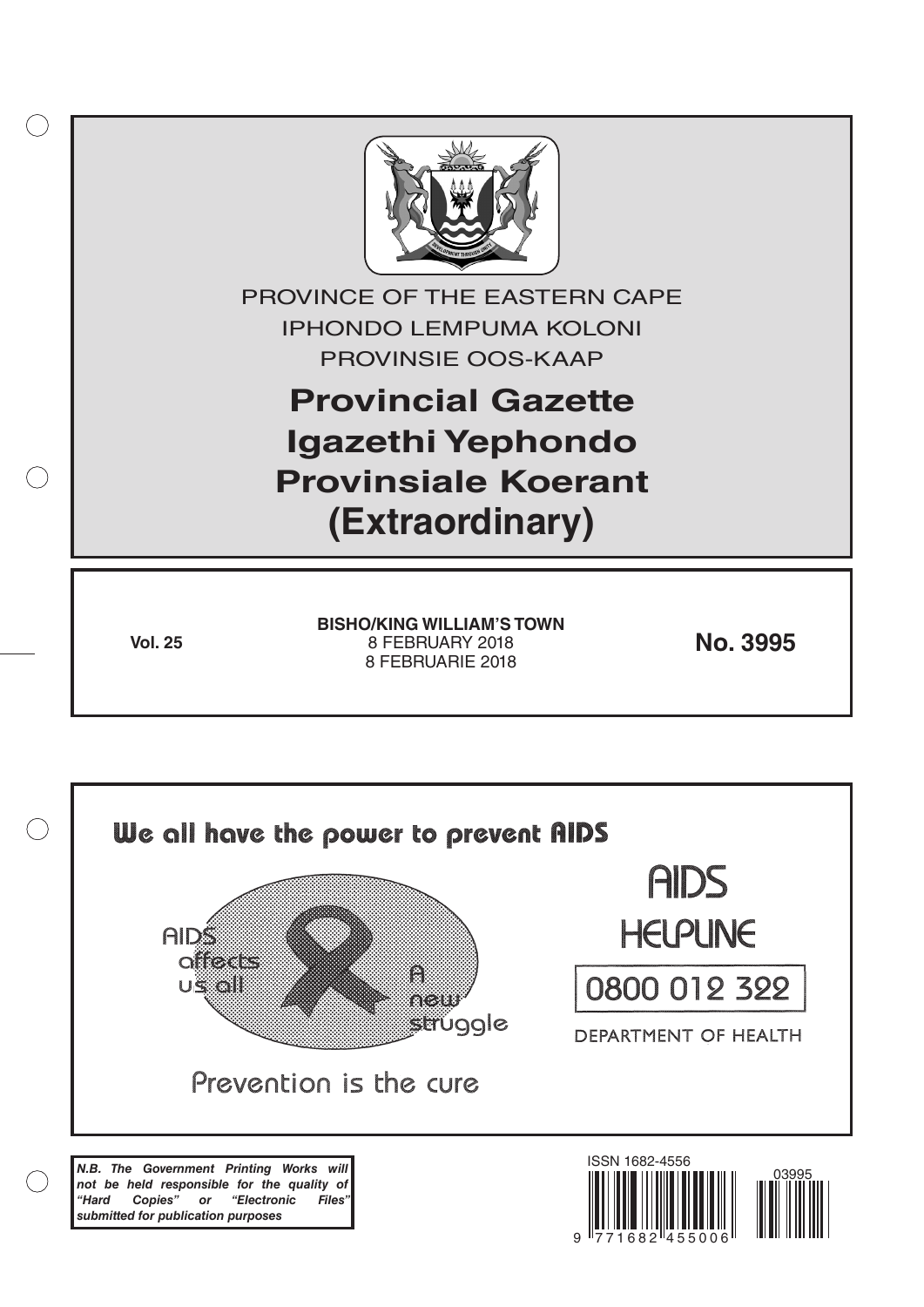PROVINCE OF THE EASTERN CAPE

IPHONDO LEMPUMA KOLONI

PROVINSIE OOS-KAAP

# Provincial Gazette
# Igazethi Yephondo
# Provinsiale Koerant
# (Extraordinary)

**Vol. 25**

**BISHO/KING WILLIAM'S TOWN**
8 FEBRUARY 2018
8 FEBRUARIE 2018

**No. 3995**

We all have the power to prevent AIDS

AIDS affects us all

A new struggle

Prevention is the cure

AIDS HELPLINE

0800 012 322

DEPARTMENT OF HEALTH

***N.B. The Government Printing Works will not be held responsible for the quality of "Hard Copies" or "Electronic Files" submitted for publication purposes***

ISSN 1682-4556

9 771682 455006

03995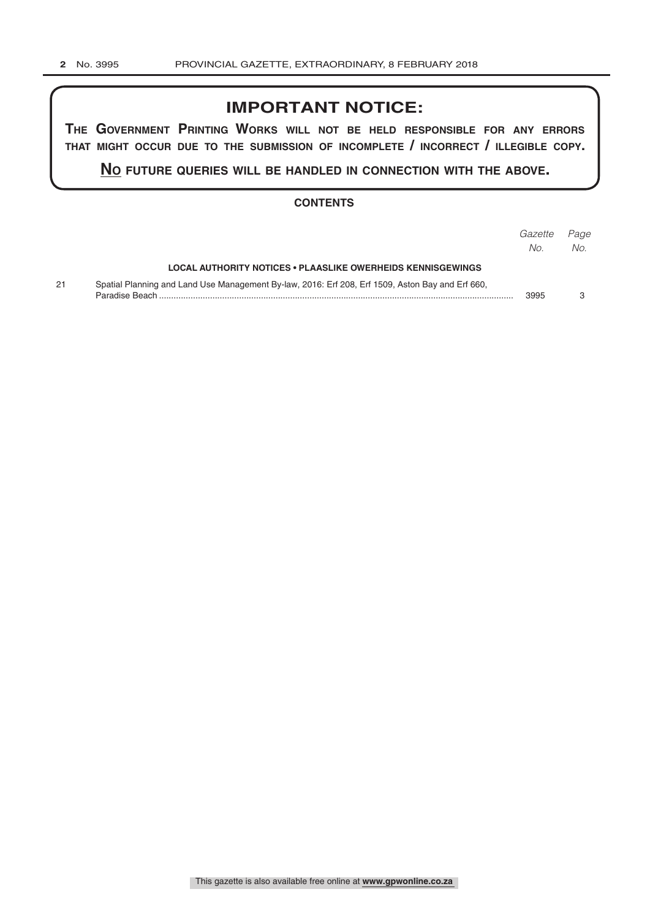# IMPORTANT NOTICE:

**THE GOVERNMENT PRINTING WORKS WILL NOT BE HELD RESPONSIBLE FOR ANY ERRORS THAT MIGHT OCCUR DUE TO THE SUBMISSION OF INCOMPLETE / INCORRECT / ILLEGIBLE COPY.**

**NO FUTURE QUERIES WILL BE HANDLED IN CONNECTION WITH THE ABOVE.**

## CONTENTS

| | | *Gazette No.* | *Page No.* |
|---|---|---|---|
| | **LOCAL AUTHORITY NOTICES • PLAASLIKE OWERHEIDS KENNISGEWINGS** | | |
| 21 | Spatial Planning and Land Use Management By-law, 2016: Erf 208, Erf 1509, Aston Bay and Erf 660, Paradise Beach | 3995 | 3 |

This gazette is also available free online at **www.gpwonline.co.za**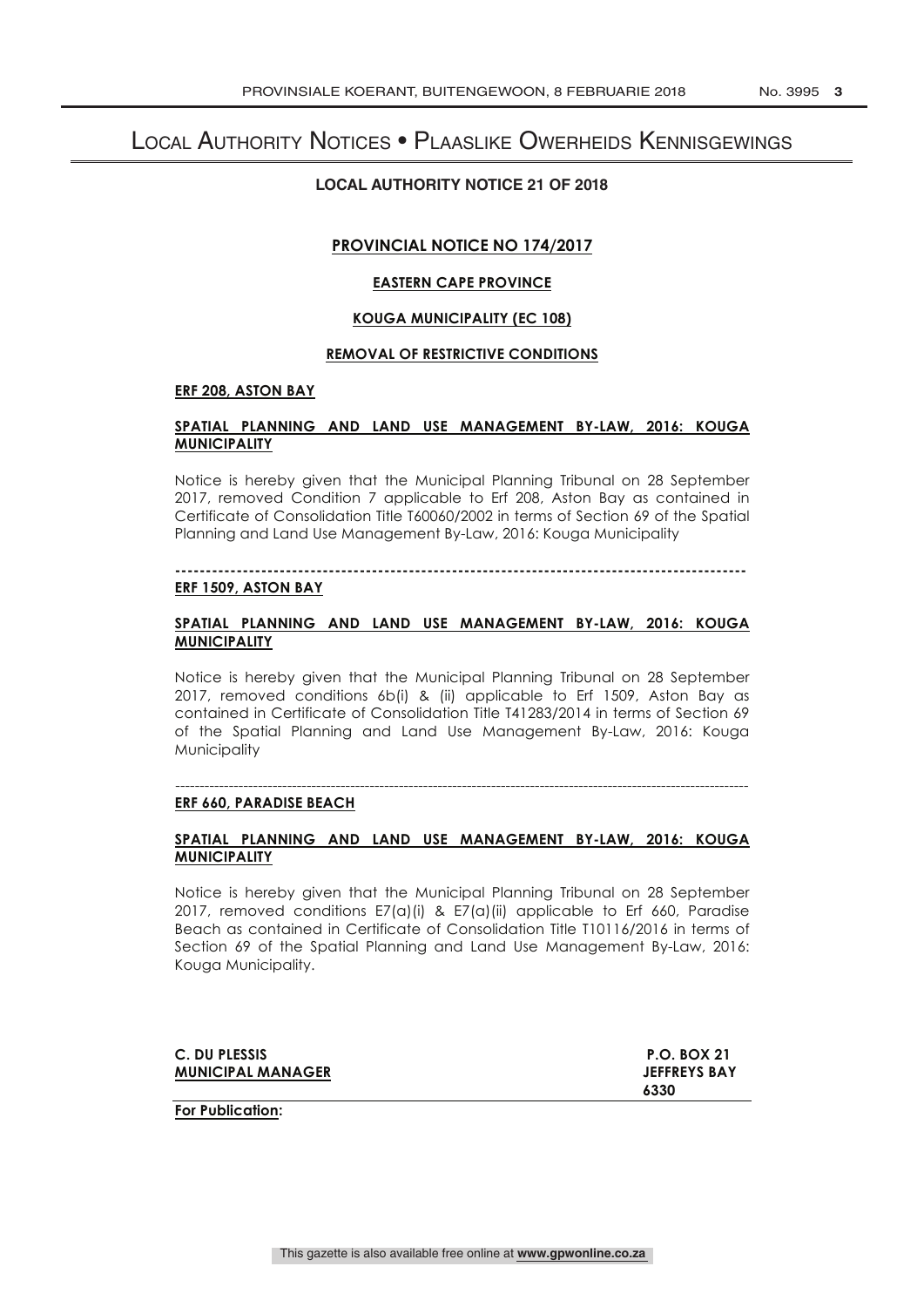# Local Authority Notices • Plaaslike Owerheids Kennisgewings

## LOCAL AUTHORITY NOTICE 21 OF 2018

**PROVINCIAL NOTICE NO 174/2017**

**EASTERN CAPE PROVINCE**

**KOUGA MUNICIPALITY (EC 108)**

**REMOVAL OF RESTRICTIVE CONDITIONS**

**ERF 208, ASTON BAY**

**SPATIAL PLANNING AND LAND USE MANAGEMENT BY-LAW, 2016: KOUGA MUNICIPALITY**

Notice is hereby given that the Municipal Planning Tribunal on 28 September 2017, removed Condition 7 applicable to Erf 208, Aston Bay as contained in Certificate of Consolidation Title T60060/2002 in terms of Section 69 of the Spatial Planning and Land Use Management By-Law, 2016: Kouga Municipality

---

**ERF 1509, ASTON BAY**

**SPATIAL PLANNING AND LAND USE MANAGEMENT BY-LAW, 2016: KOUGA MUNICIPALITY**

Notice is hereby given that the Municipal Planning Tribunal on 28 September 2017, removed conditions 6b(i) & (ii) applicable to Erf 1509, Aston Bay as contained in Certificate of Consolidation Title T41283/2014 in terms of Section 69 of the Spatial Planning and Land Use Management By-Law, 2016: Kouga Municipality

---

**ERF 660, PARADISE BEACH**

**SPATIAL PLANNING AND LAND USE MANAGEMENT BY-LAW, 2016: KOUGA MUNICIPALITY**

Notice is hereby given that the Municipal Planning Tribunal on 28 September 2017, removed conditions E7(a)(i) & E7(a)(ii) applicable to Erf 660, Paradise Beach as contained in Certificate of Consolidation Title T10116/2016 in terms of Section 69 of the Spatial Planning and Land Use Management By-Law, 2016: Kouga Municipality.

**C. DU PLESSIS**
**MUNICIPAL MANAGER**

**P.O. BOX 21**
**JEFFREYS BAY**
**6330**

**For Publication:**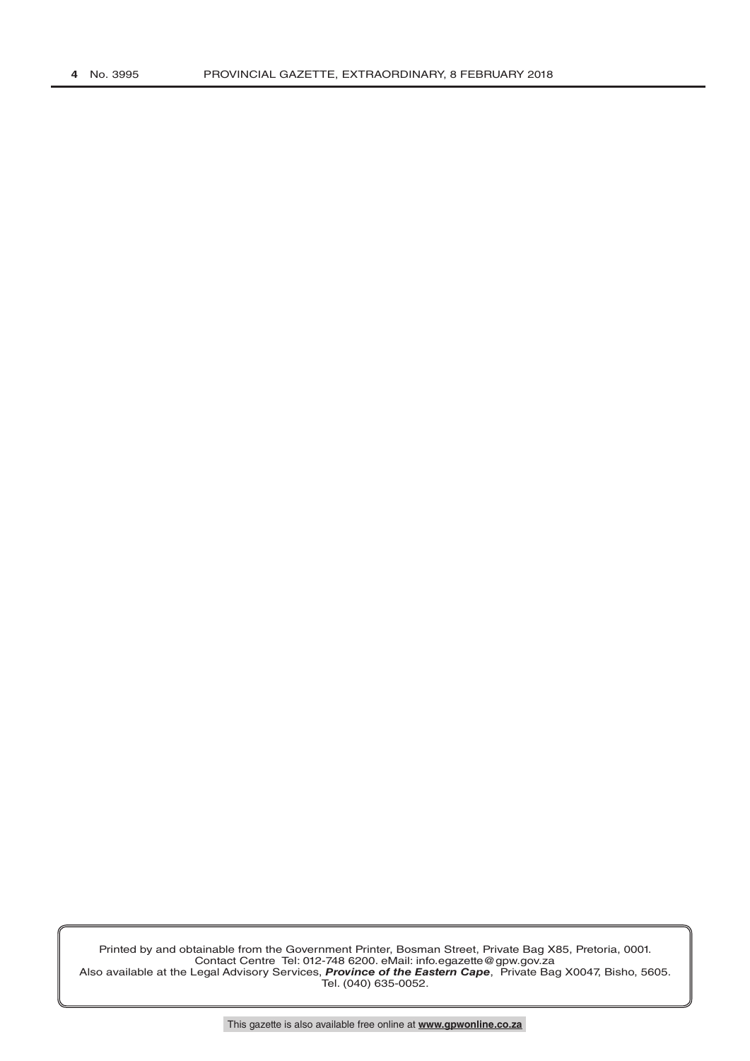Printed by and obtainable from the Government Printer, Bosman Street, Private Bag X85, Pretoria, 0001.
Contact Centre Tel: 012-748 6200. eMail: info.egazette@gpw.gov.za
Also available at the Legal Advisory Services, ***Province of the Eastern Cape***, Private Bag X0047, Bisho, 5605.
Tel. (040) 635-0052.

This gazette is also available free online at **www.gpwonline.co.za**